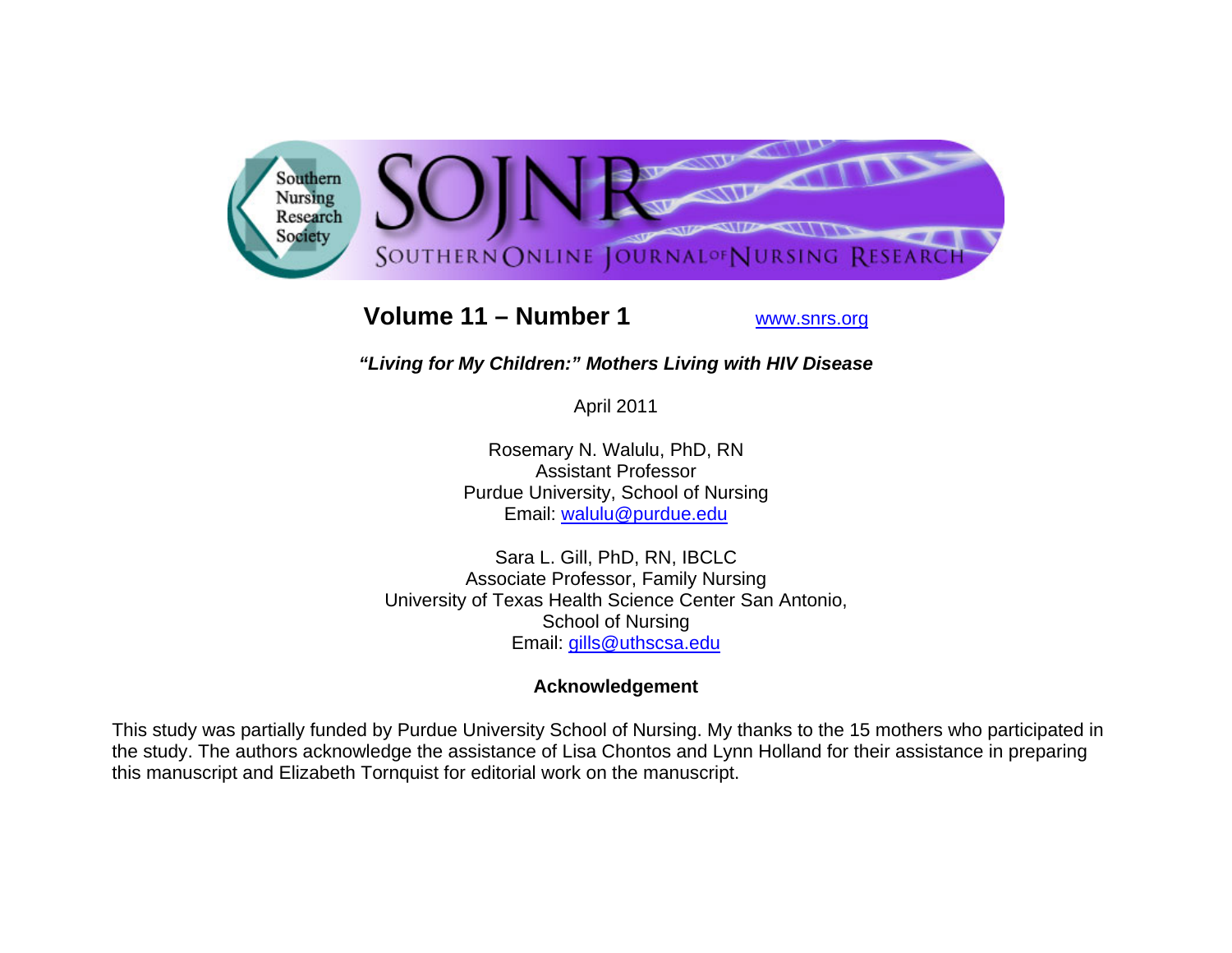Southern Nursing Research Society

SOJNR

SOUTHERN ONLINE JOURNAL OF NURSING RESEARCH

**Volume 11 – Number 1** www.snrs.org

# *"Living for My Children:" Mothers Living with HIV Disease*

April 2011

Rosemary N. Walulu, PhD, RN
Assistant Professor
Purdue University, School of Nursing
Email: walulu@purdue.edu

Sara L. Gill, PhD, RN, IBCLC
Associate Professor, Family Nursing
University of Texas Health Science Center San Antonio,
School of Nursing
Email: gills@uthscsa.edu

**Acknowledgement**

This study was partially funded by Purdue University School of Nursing. My thanks to the 15 mothers who participated in the study. The authors acknowledge the assistance of Lisa Chontos and Lynn Holland for their assistance in preparing this manuscript and Elizabeth Tornquist for editorial work on the manuscript.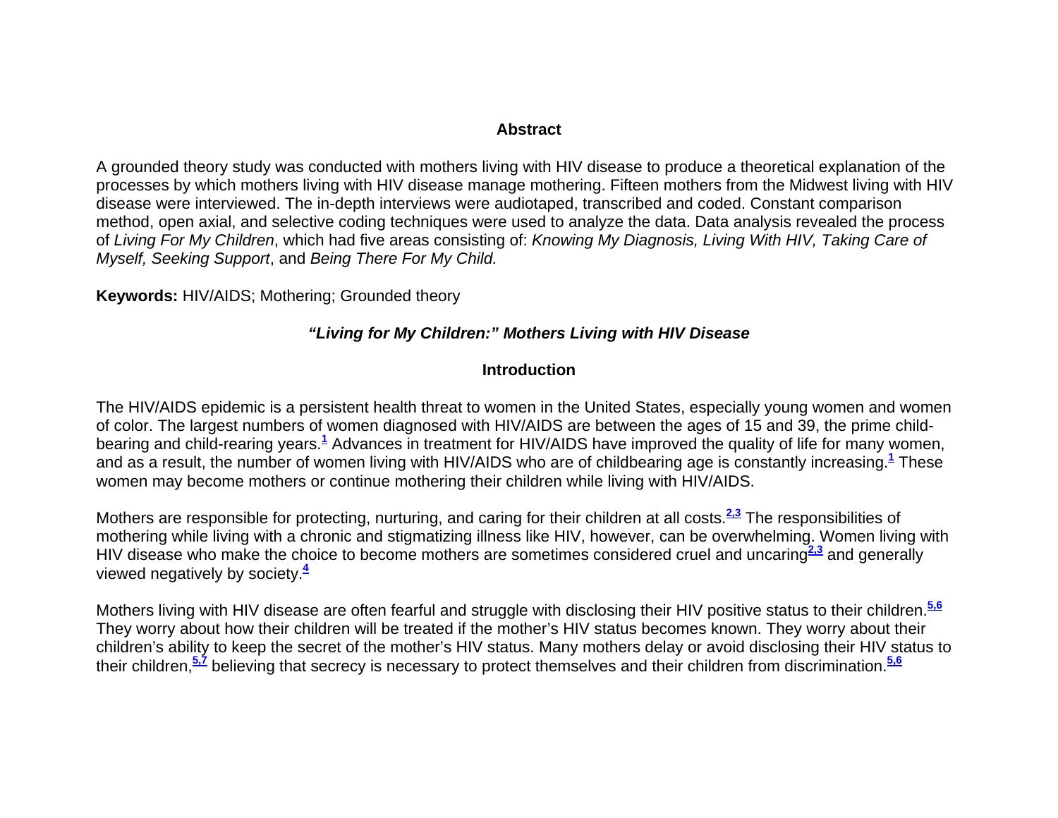## Abstract

A grounded theory study was conducted with mothers living with HIV disease to produce a theoretical explanation of the processes by which mothers living with HIV disease manage mothering. Fifteen mothers from the Midwest living with HIV disease were interviewed. The in-depth interviews were audiotaped, transcribed and coded. Constant comparison method, open axial, and selective coding techniques were used to analyze the data. Data analysis revealed the process of *Living For My Children*, which had five areas consisting of: *Knowing My Diagnosis, Living With HIV, Taking Care of Myself, Seeking Support*, and *Being There For My Child.*

**Keywords:** HIV/AIDS; Mothering; Grounded theory

# *"Living for My Children:" Mothers Living with HIV Disease*

## Introduction

The HIV/AIDS epidemic is a persistent health threat to women in the United States, especially young women and women of color. The largest numbers of women diagnosed with HIV/AIDS are between the ages of 15 and 39, the prime child-bearing and child-rearing years.[1] Advances in treatment for HIV/AIDS have improved the quality of life for many women, and as a result, the number of women living with HIV/AIDS who are of childbearing age is constantly increasing.[1] These women may become mothers or continue mothering their children while living with HIV/AIDS.

Mothers are responsible for protecting, nurturing, and caring for their children at all costs.[2,3] The responsibilities of mothering while living with a chronic and stigmatizing illness like HIV, however, can be overwhelming. Women living with HIV disease who make the choice to become mothers are sometimes considered cruel and uncaring[2,3] and generally viewed negatively by society.[4]

Mothers living with HIV disease are often fearful and struggle with disclosing their HIV positive status to their children.[5,6] They worry about how their children will be treated if the mother's HIV status becomes known. They worry about their children's ability to keep the secret of the mother's HIV status. Many mothers delay or avoid disclosing their HIV status to their children,[5,7] believing that secrecy is necessary to protect themselves and their children from discrimination.[5,6]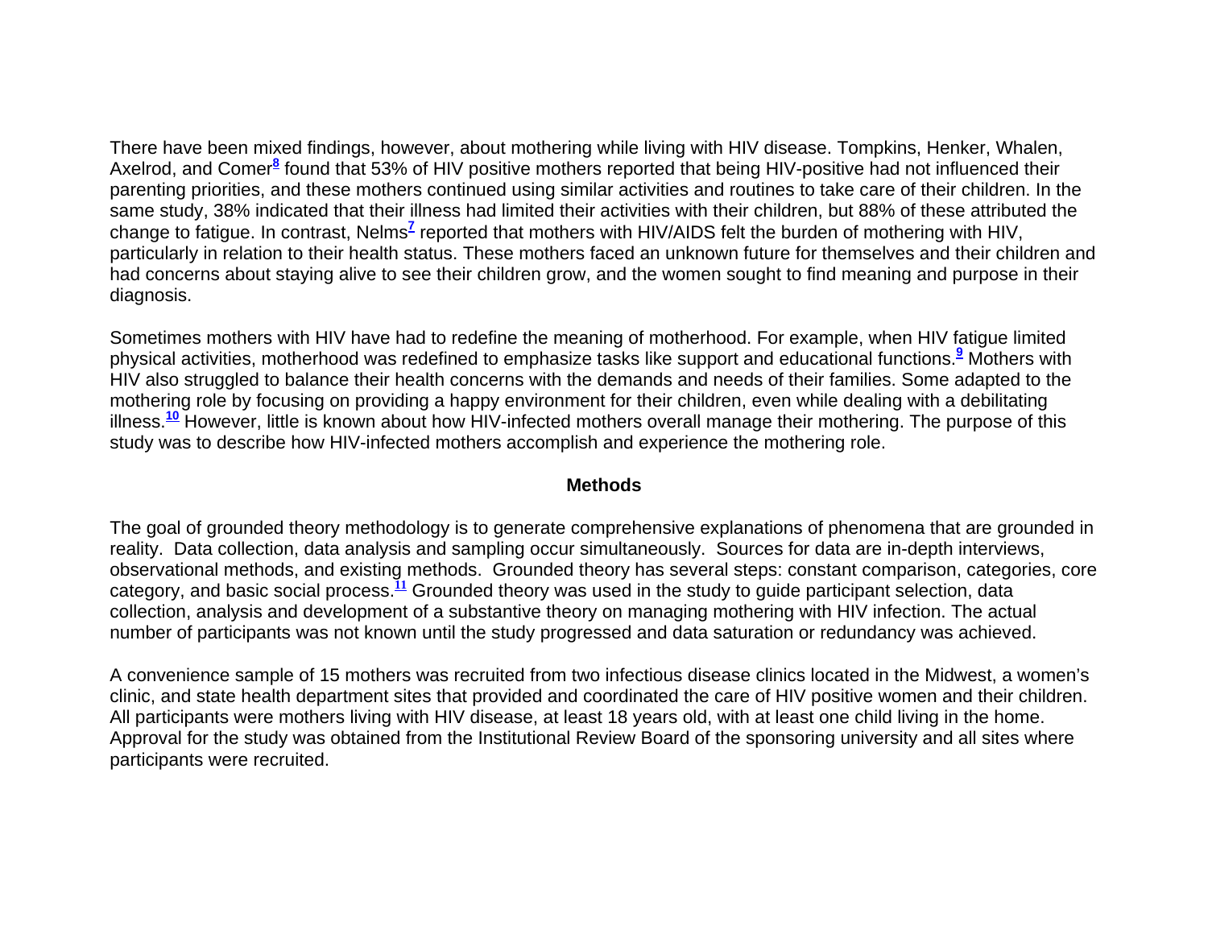There have been mixed findings, however, about mothering while living with HIV disease. Tompkins, Henker, Whalen, Axelrod, and Comer[8] found that 53% of HIV positive mothers reported that being HIV-positive had not influenced their parenting priorities, and these mothers continued using similar activities and routines to take care of their children. In the same study, 38% indicated that their illness had limited their activities with their children, but 88% of these attributed the change to fatigue. In contrast, Nelms[7] reported that mothers with HIV/AIDS felt the burden of mothering with HIV, particularly in relation to their health status. These mothers faced an unknown future for themselves and their children and had concerns about staying alive to see their children grow, and the women sought to find meaning and purpose in their diagnosis.

Sometimes mothers with HIV have had to redefine the meaning of motherhood. For example, when HIV fatigue limited physical activities, motherhood was redefined to emphasize tasks like support and educational functions.[9] Mothers with HIV also struggled to balance their health concerns with the demands and needs of their families. Some adapted to the mothering role by focusing on providing a happy environment for their children, even while dealing with a debilitating illness.[10] However, little is known about how HIV-infected mothers overall manage their mothering. The purpose of this study was to describe how HIV-infected mothers accomplish and experience the mothering role.

## Methods

The goal of grounded theory methodology is to generate comprehensive explanations of phenomena that are grounded in reality. Data collection, data analysis and sampling occur simultaneously. Sources for data are in-depth interviews, observational methods, and existing methods. Grounded theory has several steps: constant comparison, categories, core category, and basic social process.[11] Grounded theory was used in the study to guide participant selection, data collection, analysis and development of a substantive theory on managing mothering with HIV infection. The actual number of participants was not known until the study progressed and data saturation or redundancy was achieved.

A convenience sample of 15 mothers was recruited from two infectious disease clinics located in the Midwest, a women's clinic, and state health department sites that provided and coordinated the care of HIV positive women and their children. All participants were mothers living with HIV disease, at least 18 years old, with at least one child living in the home. Approval for the study was obtained from the Institutional Review Board of the sponsoring university and all sites where participants were recruited.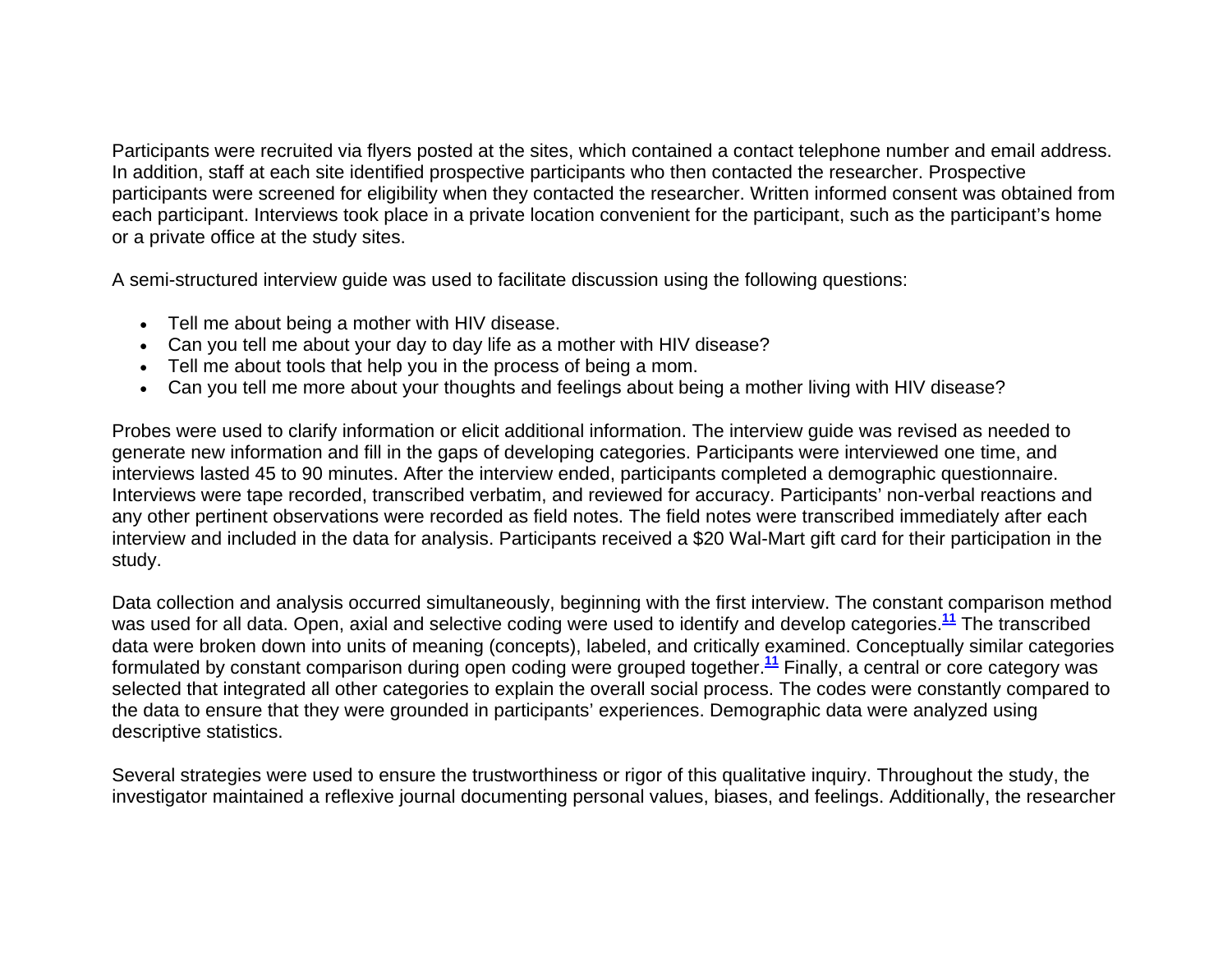Participants were recruited via flyers posted at the sites, which contained a contact telephone number and email address. In addition, staff at each site identified prospective participants who then contacted the researcher. Prospective participants were screened for eligibility when they contacted the researcher. Written informed consent was obtained from each participant. Interviews took place in a private location convenient for the participant, such as the participant's home or a private office at the study sites.

A semi-structured interview guide was used to facilitate discussion using the following questions:

- Tell me about being a mother with HIV disease.
- Can you tell me about your day to day life as a mother with HIV disease?
- Tell me about tools that help you in the process of being a mom.
- Can you tell me more about your thoughts and feelings about being a mother living with HIV disease?

Probes were used to clarify information or elicit additional information. The interview guide was revised as needed to generate new information and fill in the gaps of developing categories. Participants were interviewed one time, and interviews lasted 45 to 90 minutes. After the interview ended, participants completed a demographic questionnaire. Interviews were tape recorded, transcribed verbatim, and reviewed for accuracy. Participants' non-verbal reactions and any other pertinent observations were recorded as field notes. The field notes were transcribed immediately after each interview and included in the data for analysis. Participants received a $20 Wal-Mart gift card for their participation in the study.

Data collection and analysis occurred simultaneously, beginning with the first interview. The constant comparison method was used for all data. Open, axial and selective coding were used to identify and develop categories.[11] The transcribed data were broken down into units of meaning (concepts), labeled, and critically examined. Conceptually similar categories formulated by constant comparison during open coding were grouped together.[11] Finally, a central or core category was selected that integrated all other categories to explain the overall social process. The codes were constantly compared to the data to ensure that they were grounded in participants' experiences. Demographic data were analyzed using descriptive statistics.

Several strategies were used to ensure the trustworthiness or rigor of this qualitative inquiry. Throughout the study, the investigator maintained a reflexive journal documenting personal values, biases, and feelings. Additionally, the researcher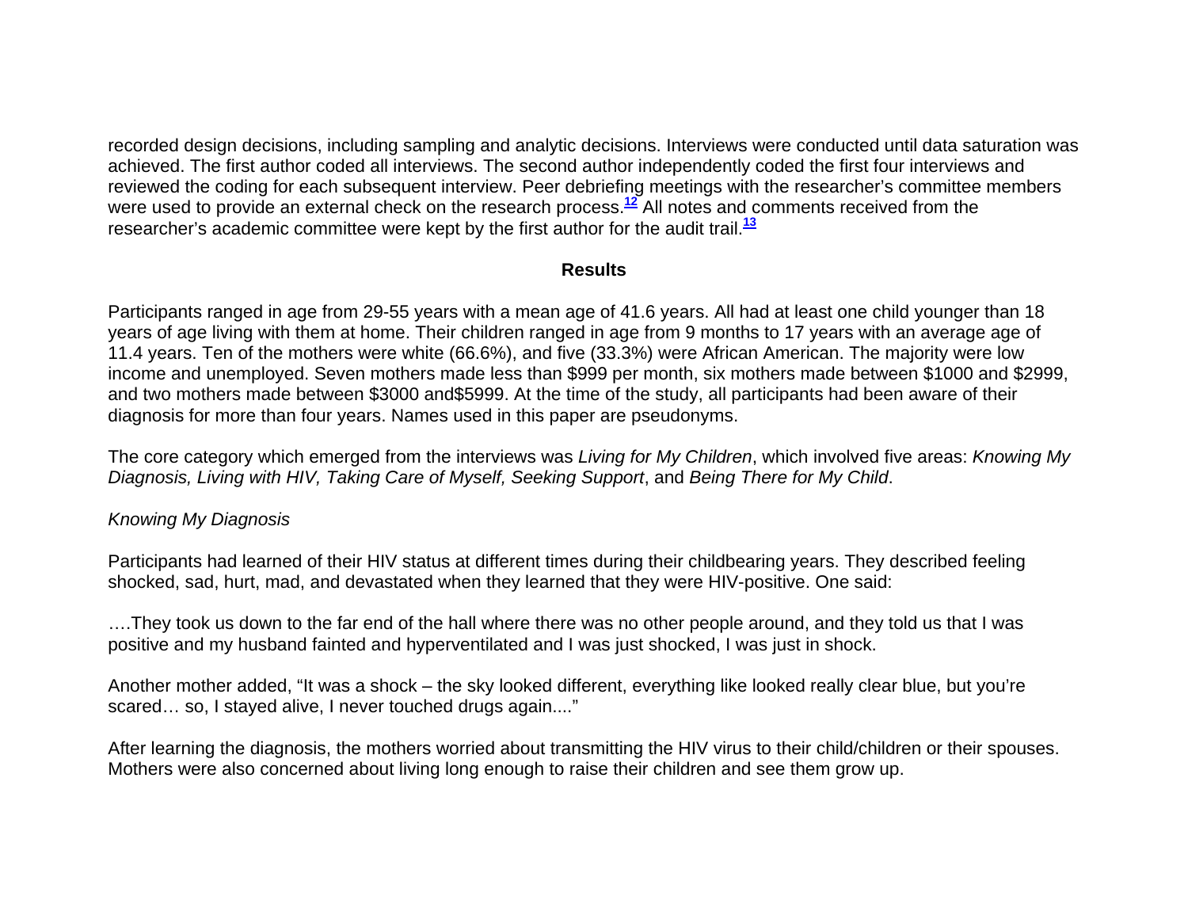recorded design decisions, including sampling and analytic decisions. Interviews were conducted until data saturation was achieved. The first author coded all interviews. The second author independently coded the first four interviews and reviewed the coding for each subsequent interview. Peer debriefing meetings with the researcher's committee members were used to provide an external check on the research process.[12] All notes and comments received from the researcher's academic committee were kept by the first author for the audit trail.[13]

## Results

Participants ranged in age from 29-55 years with a mean age of 41.6 years. All had at least one child younger than 18 years of age living with them at home. Their children ranged in age from 9 months to 17 years with an average age of 11.4 years. Ten of the mothers were white (66.6%), and five (33.3%) were African American. The majority were low income and unemployed. Seven mothers made less than $999 per month, six mothers made between $1000 and $2999, and two mothers made between $3000 and$5999. At the time of the study, all participants had been aware of their diagnosis for more than four years. Names used in this paper are pseudonyms.

The core category which emerged from the interviews was *Living for My Children*, which involved five areas: *Knowing My Diagnosis, Living with HIV, Taking Care of Myself, Seeking Support*, and *Being There for My Child*.

### *Knowing My Diagnosis*

Participants had learned of their HIV status at different times during their childbearing years. They described feeling shocked, sad, hurt, mad, and devastated when they learned that they were HIV-positive. One said:

….They took us down to the far end of the hall where there was no other people around, and they told us that I was positive and my husband fainted and hyperventilated and I was just shocked, I was just in shock.

Another mother added, "It was a shock – the sky looked different, everything like looked really clear blue, but you're scared… so, I stayed alive, I never touched drugs again...."

After learning the diagnosis, the mothers worried about transmitting the HIV virus to their child/children or their spouses. Mothers were also concerned about living long enough to raise their children and see them grow up.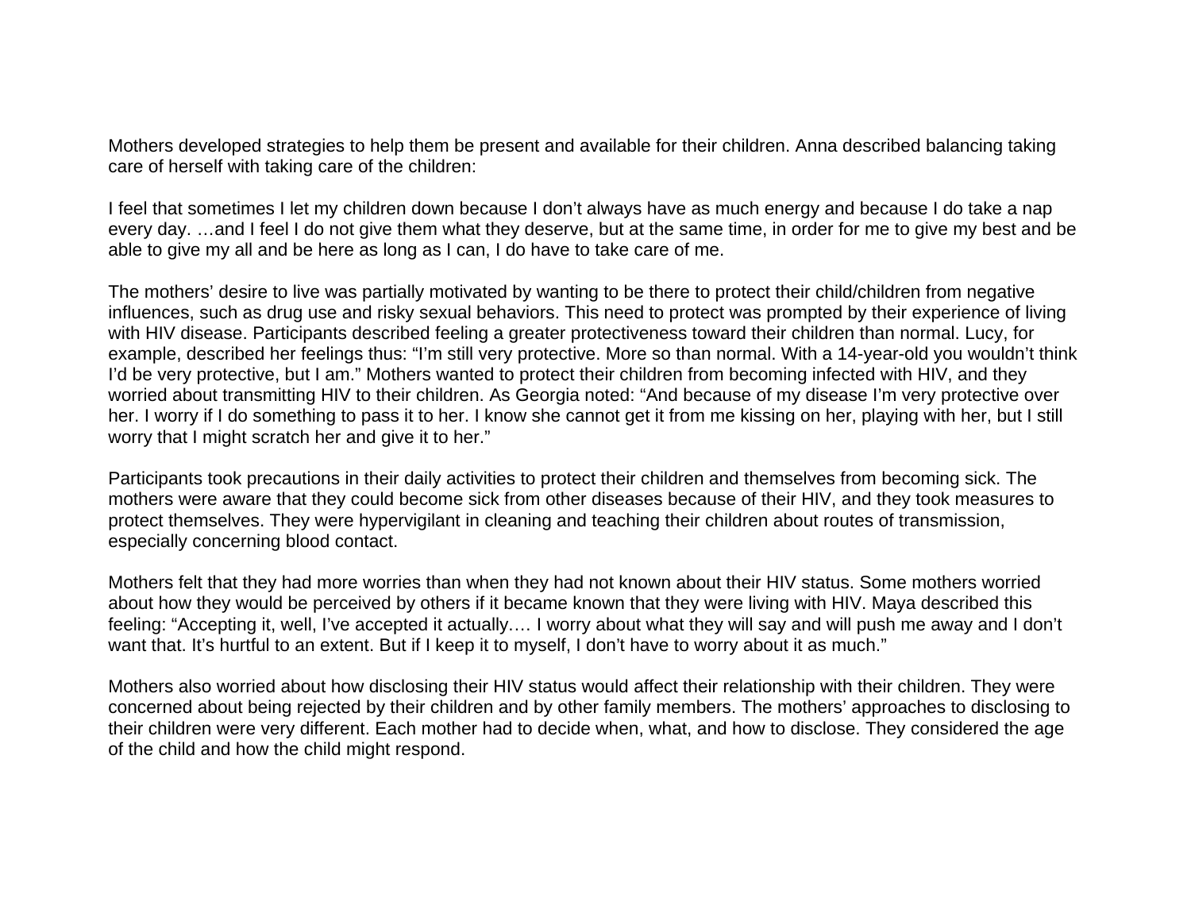Mothers developed strategies to help them be present and available for their children. Anna described balancing taking care of herself with taking care of the children:

> I feel that sometimes I let my children down because I don't always have as much energy and because I do take a nap every day. …and I feel I do not give them what they deserve, but at the same time, in order for me to give my best and be able to give my all and be here as long as I can, I do have to take care of me.

The mothers' desire to live was partially motivated by wanting to be there to protect their child/children from negative influences, such as drug use and risky sexual behaviors. This need to protect was prompted by their experience of living with HIV disease. Participants described feeling a greater protectiveness toward their children than normal. Lucy, for example, described her feelings thus: "I'm still very protective. More so than normal. With a 14-year-old you wouldn't think I'd be very protective, but I am." Mothers wanted to protect their children from becoming infected with HIV, and they worried about transmitting HIV to their children. As Georgia noted: "And because of my disease I'm very protective over her. I worry if I do something to pass it to her. I know she cannot get it from me kissing on her, playing with her, but I still worry that I might scratch her and give it to her."

Participants took precautions in their daily activities to protect their children and themselves from becoming sick. The mothers were aware that they could become sick from other diseases because of their HIV, and they took measures to protect themselves. They were hypervigilant in cleaning and teaching their children about routes of transmission, especially concerning blood contact.

Mothers felt that they had more worries than when they had not known about their HIV status. Some mothers worried about how they would be perceived by others if it became known that they were living with HIV. Maya described this feeling: "Accepting it, well, I've accepted it actually…. I worry about what they will say and will push me away and I don't want that. It's hurtful to an extent. But if I keep it to myself, I don't have to worry about it as much."

Mothers also worried about how disclosing their HIV status would affect their relationship with their children. They were concerned about being rejected by their children and by other family members. The mothers' approaches to disclosing to their children were very different. Each mother had to decide when, what, and how to disclose. They considered the age of the child and how the child might respond.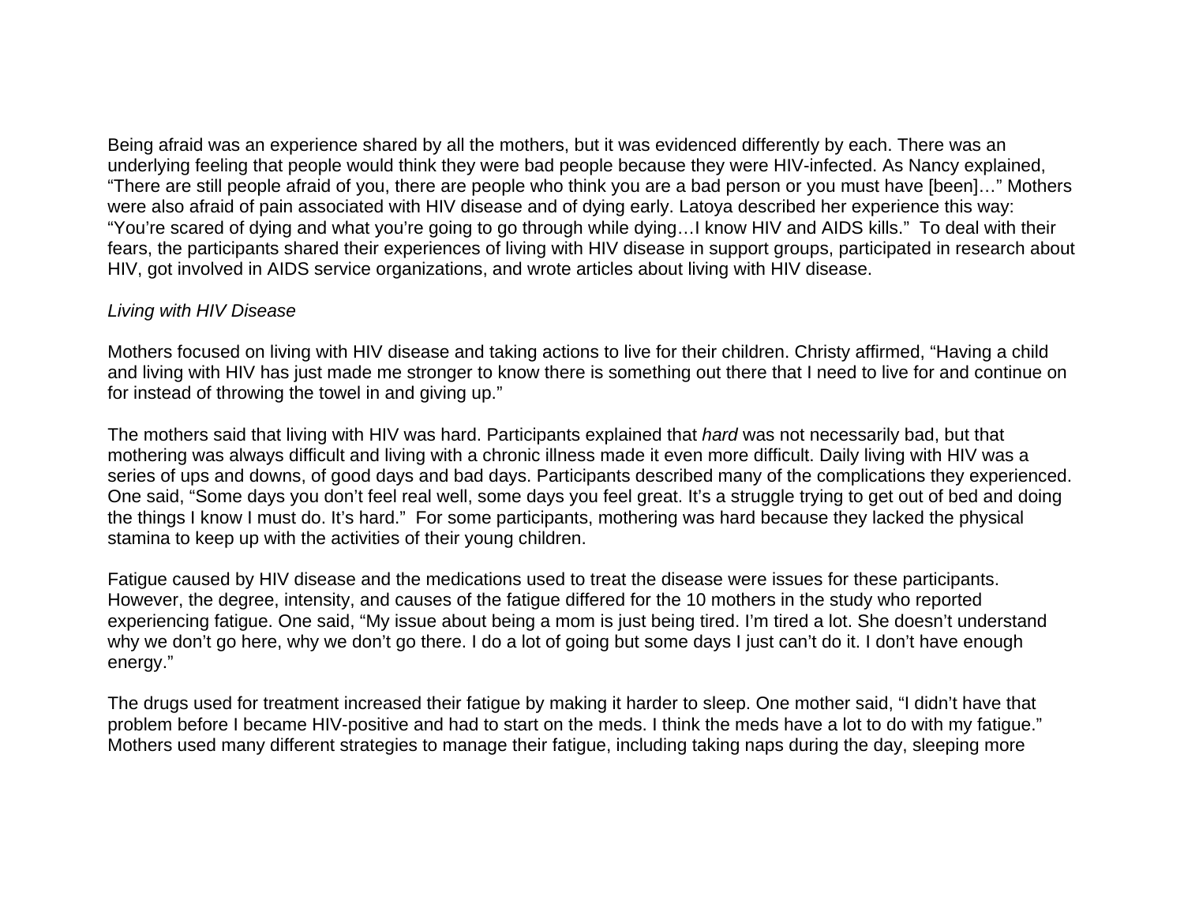Being afraid was an experience shared by all the mothers, but it was evidenced differently by each. There was an underlying feeling that people would think they were bad people because they were HIV-infected. As Nancy explained, “There are still people afraid of you, there are people who think you are a bad person or you must have [been]…” Mothers were also afraid of pain associated with HIV disease and of dying early. Latoya described her experience this way: “You’re scared of dying and what you’re going to go through while dying…I know HIV and AIDS kills.” To deal with their fears, the participants shared their experiences of living with HIV disease in support groups, participated in research about HIV, got involved in AIDS service organizations, and wrote articles about living with HIV disease.

*Living with HIV Disease*

Mothers focused on living with HIV disease and taking actions to live for their children. Christy affirmed, “Having a child and living with HIV has just made me stronger to know there is something out there that I need to live for and continue on for instead of throwing the towel in and giving up.”

The mothers said that living with HIV was hard. Participants explained that *hard* was not necessarily bad, but that mothering was always difficult and living with a chronic illness made it even more difficult. Daily living with HIV was a series of ups and downs, of good days and bad days. Participants described many of the complications they experienced. One said, “Some days you don’t feel real well, some days you feel great. It’s a struggle trying to get out of bed and doing the things I know I must do. It’s hard.” For some participants, mothering was hard because they lacked the physical stamina to keep up with the activities of their young children.

Fatigue caused by HIV disease and the medications used to treat the disease were issues for these participants. However, the degree, intensity, and causes of the fatigue differed for the 10 mothers in the study who reported experiencing fatigue. One said, “My issue about being a mom is just being tired. I’m tired a lot. She doesn’t understand why we don’t go here, why we don’t go there. I do a lot of going but some days I just can’t do it. I don’t have enough energy.”

The drugs used for treatment increased their fatigue by making it harder to sleep. One mother said, “I didn’t have that problem before I became HIV-positive and had to start on the meds. I think the meds have a lot to do with my fatigue.” Mothers used many different strategies to manage their fatigue, including taking naps during the day, sleeping more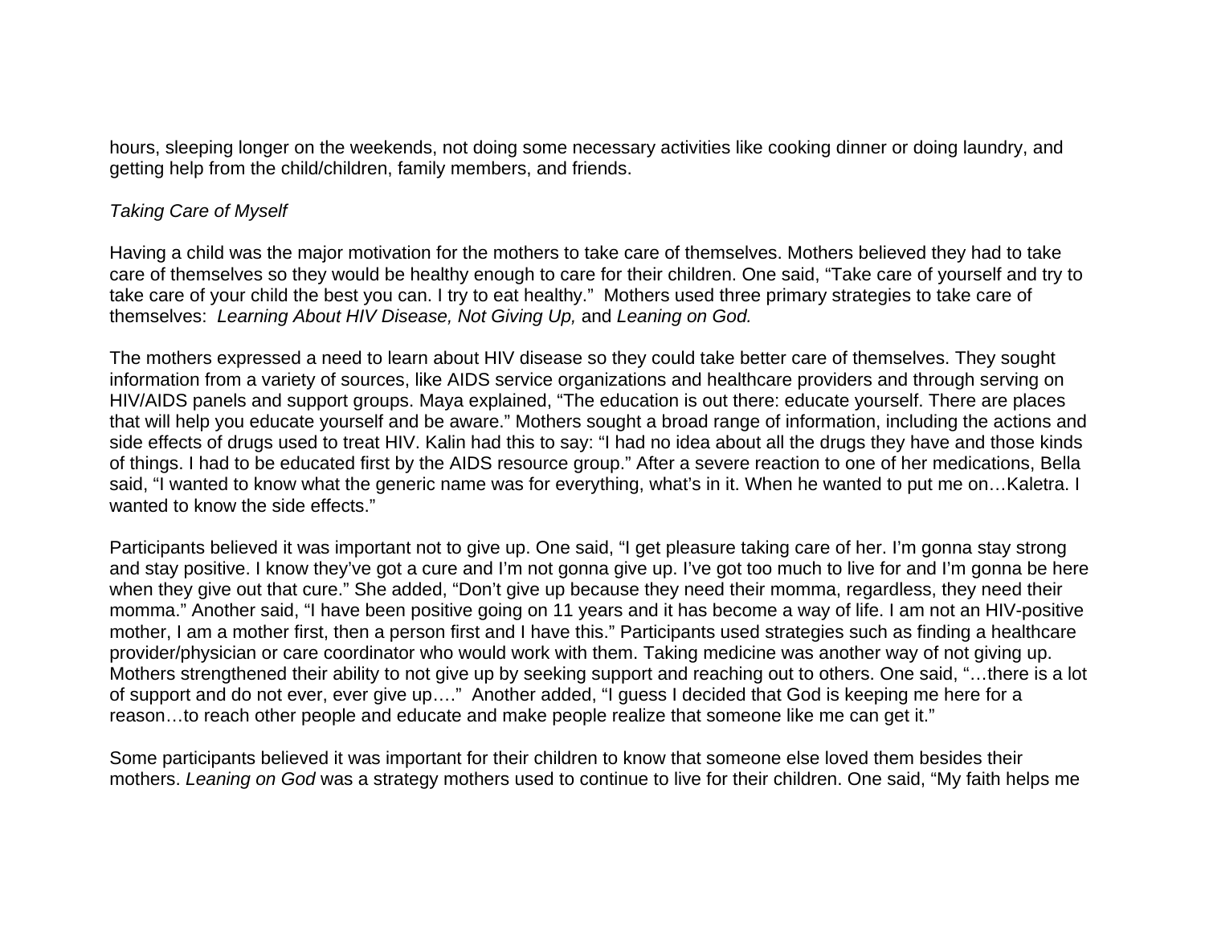hours, sleeping longer on the weekends, not doing some necessary activities like cooking dinner or doing laundry, and getting help from the child/children, family members, and friends.

*Taking Care of Myself*

Having a child was the major motivation for the mothers to take care of themselves. Mothers believed they had to take care of themselves so they would be healthy enough to care for their children. One said, “Take care of yourself and try to take care of your child the best you can. I try to eat healthy.” Mothers used three primary strategies to take care of themselves: *Learning About HIV Disease, Not Giving Up,* and *Leaning on God.*

The mothers expressed a need to learn about HIV disease so they could take better care of themselves. They sought information from a variety of sources, like AIDS service organizations and healthcare providers and through serving on HIV/AIDS panels and support groups. Maya explained, “The education is out there: educate yourself. There are places that will help you educate yourself and be aware.” Mothers sought a broad range of information, including the actions and side effects of drugs used to treat HIV. Kalin had this to say: “I had no idea about all the drugs they have and those kinds of things. I had to be educated first by the AIDS resource group.” After a severe reaction to one of her medications, Bella said, “I wanted to know what the generic name was for everything, what’s in it. When he wanted to put me on…Kaletra. I wanted to know the side effects.”

Participants believed it was important not to give up. One said, “I get pleasure taking care of her. I’m gonna stay strong and stay positive. I know they’ve got a cure and I’m not gonna give up. I’ve got too much to live for and I’m gonna be here when they give out that cure.” She added, “Don’t give up because they need their momma, regardless, they need their momma.” Another said, “I have been positive going on 11 years and it has become a way of life. I am not an HIV-positive mother, I am a mother first, then a person first and I have this.” Participants used strategies such as finding a healthcare provider/physician or care coordinator who would work with them. Taking medicine was another way of not giving up. Mothers strengthened their ability to not give up by seeking support and reaching out to others. One said, “…there is a lot of support and do not ever, ever give up….” Another added, “I guess I decided that God is keeping me here for a reason…to reach other people and educate and make people realize that someone like me can get it.”

Some participants believed it was important for their children to know that someone else loved them besides their mothers. *Leaning on God* was a strategy mothers used to continue to live for their children. One said, “My faith helps me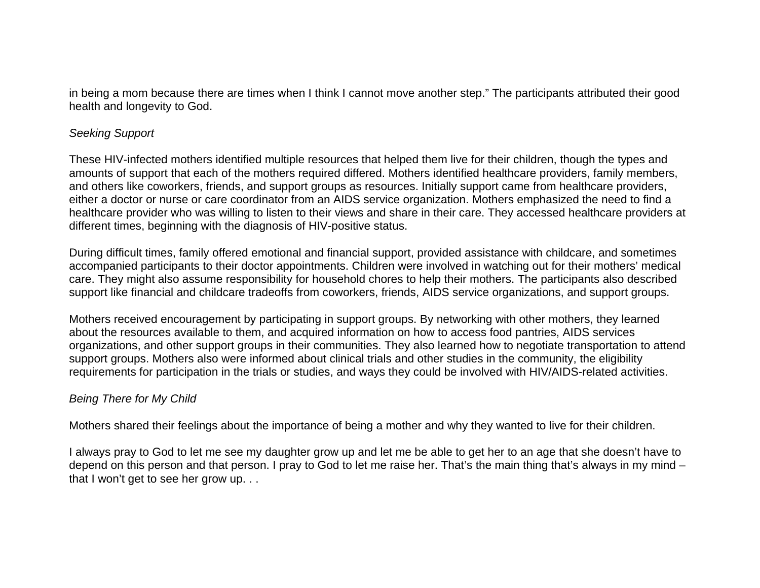in being a mom because there are times when I think I cannot move another step.” The participants attributed their good health and longevity to God.

*Seeking Support*

These HIV-infected mothers identified multiple resources that helped them live for their children, though the types and amounts of support that each of the mothers required differed. Mothers identified healthcare providers, family members, and others like coworkers, friends, and support groups as resources. Initially support came from healthcare providers, either a doctor or nurse or care coordinator from an AIDS service organization. Mothers emphasized the need to find a healthcare provider who was willing to listen to their views and share in their care. They accessed healthcare providers at different times, beginning with the diagnosis of HIV-positive status.

During difficult times, family offered emotional and financial support, provided assistance with childcare, and sometimes accompanied participants to their doctor appointments. Children were involved in watching out for their mothers’ medical care. They might also assume responsibility for household chores to help their mothers. The participants also described support like financial and childcare tradeoffs from coworkers, friends, AIDS service organizations, and support groups.

Mothers received encouragement by participating in support groups. By networking with other mothers, they learned about the resources available to them, and acquired information on how to access food pantries, AIDS services organizations, and other support groups in their communities. They also learned how to negotiate transportation to attend support groups. Mothers also were informed about clinical trials and other studies in the community, the eligibility requirements for participation in the trials or studies, and ways they could be involved with HIV/AIDS-related activities.

*Being There for My Child*

Mothers shared their feelings about the importance of being a mother and why they wanted to live for their children.

I always pray to God to let me see my daughter grow up and let me be able to get her to an age that she doesn’t have to depend on this person and that person. I pray to God to let me raise her. That’s the main thing that’s always in my mind – that I won’t get to see her grow up. . .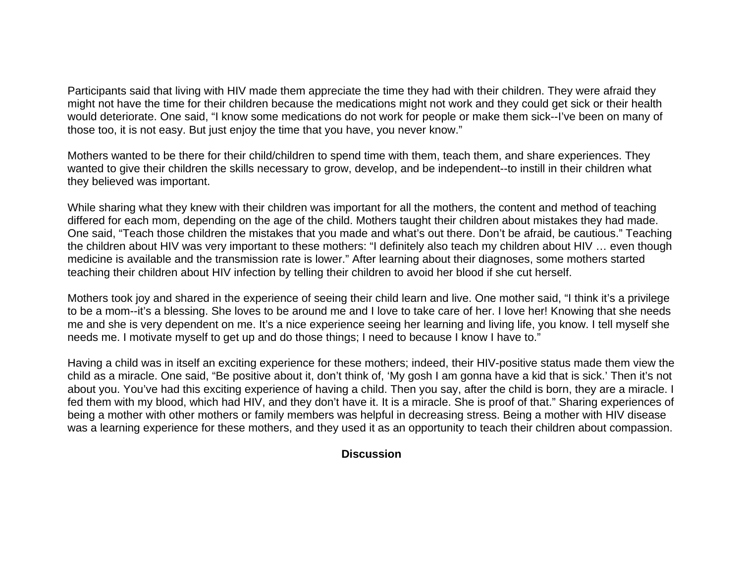Participants said that living with HIV made them appreciate the time they had with their children. They were afraid they might not have the time for their children because the medications might not work and they could get sick or their health would deteriorate. One said, “I know some medications do not work for people or make them sick--I’ve been on many of those too, it is not easy. But just enjoy the time that you have, you never know.”

Mothers wanted to be there for their child/children to spend time with them, teach them, and share experiences. They wanted to give their children the skills necessary to grow, develop, and be independent--to instill in their children what they believed was important.

While sharing what they knew with their children was important for all the mothers, the content and method of teaching differed for each mom, depending on the age of the child. Mothers taught their children about mistakes they had made. One said, “Teach those children the mistakes that you made and what’s out there. Don’t be afraid, be cautious.” Teaching the children about HIV was very important to these mothers: “I definitely also teach my children about HIV … even though medicine is available and the transmission rate is lower.” After learning about their diagnoses, some mothers started teaching their children about HIV infection by telling their children to avoid her blood if she cut herself.

Mothers took joy and shared in the experience of seeing their child learn and live. One mother said, “I think it’s a privilege to be a mom--it’s a blessing. She loves to be around me and I love to take care of her. I love her! Knowing that she needs me and she is very dependent on me. It’s a nice experience seeing her learning and living life, you know. I tell myself she needs me. I motivate myself to get up and do those things; I need to because I know I have to.”

Having a child was in itself an exciting experience for these mothers; indeed, their HIV-positive status made them view the child as a miracle. One said, “Be positive about it, don’t think of, ‘My gosh I am gonna have a kid that is sick.’ Then it’s not about you. You’ve had this exciting experience of having a child. Then you say, after the child is born, they are a miracle. I fed them with my blood, which had HIV, and they don’t have it. It is a miracle. She is proof of that.” Sharing experiences of being a mother with other mothers or family members was helpful in decreasing stress. Being a mother with HIV disease was a learning experience for these mothers, and they used it as an opportunity to teach their children about compassion.

## Discussion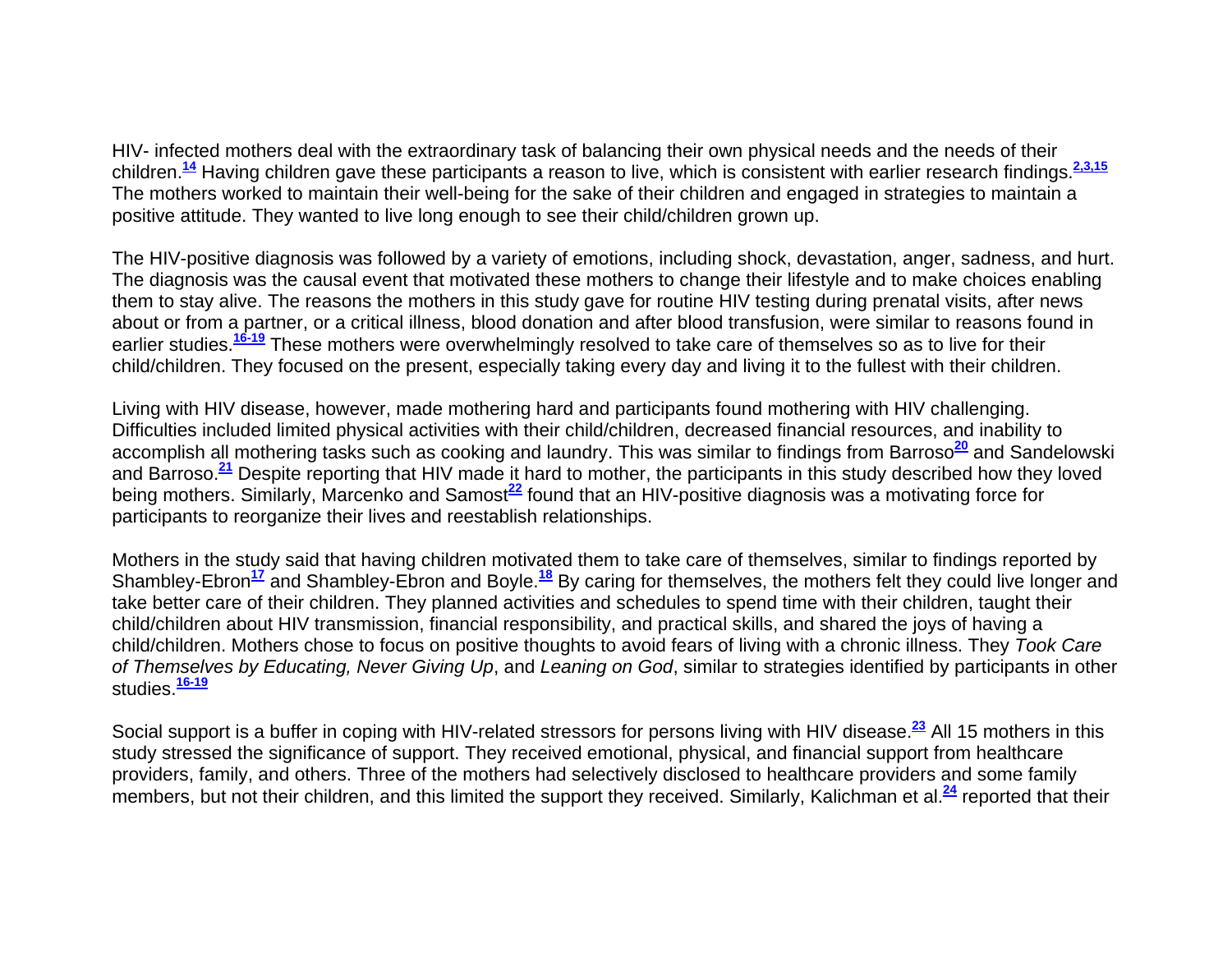HIV- infected mothers deal with the extraordinary task of balancing their own physical needs and the needs of their children.[14] Having children gave these participants a reason to live, which is consistent with earlier research findings.[2,3,15] The mothers worked to maintain their well-being for the sake of their children and engaged in strategies to maintain a positive attitude. They wanted to live long enough to see their child/children grown up.

The HIV-positive diagnosis was followed by a variety of emotions, including shock, devastation, anger, sadness, and hurt. The diagnosis was the causal event that motivated these mothers to change their lifestyle and to make choices enabling them to stay alive. The reasons the mothers in this study gave for routine HIV testing during prenatal visits, after news about or from a partner, or a critical illness, blood donation and after blood transfusion, were similar to reasons found in earlier studies.[16-19] These mothers were overwhelmingly resolved to take care of themselves so as to live for their child/children. They focused on the present, especially taking every day and living it to the fullest with their children.

Living with HIV disease, however, made mothering hard and participants found mothering with HIV challenging. Difficulties included limited physical activities with their child/children, decreased financial resources, and inability to accomplish all mothering tasks such as cooking and laundry. This was similar to findings from Barroso[20] and Sandelowski and Barroso.[21] Despite reporting that HIV made it hard to mother, the participants in this study described how they loved being mothers. Similarly, Marcenko and Samost[22] found that an HIV-positive diagnosis was a motivating force for participants to reorganize their lives and reestablish relationships.

Mothers in the study said that having children motivated them to take care of themselves, similar to findings reported by Shambley-Ebron[17] and Shambley-Ebron and Boyle.[18] By caring for themselves, the mothers felt they could live longer and take better care of their children. They planned activities and schedules to spend time with their children, taught their child/children about HIV transmission, financial responsibility, and practical skills, and shared the joys of having a child/children. Mothers chose to focus on positive thoughts to avoid fears of living with a chronic illness. They *Took Care of Themselves by Educating, Never Giving Up*, and *Leaning on God*, similar to strategies identified by participants in other studies.[16-19]

Social support is a buffer in coping with HIV-related stressors for persons living with HIV disease.[23] All 15 mothers in this study stressed the significance of support. They received emotional, physical, and financial support from healthcare providers, family, and others. Three of the mothers had selectively disclosed to healthcare providers and some family members, but not their children, and this limited the support they received. Similarly, Kalichman et al.[24] reported that their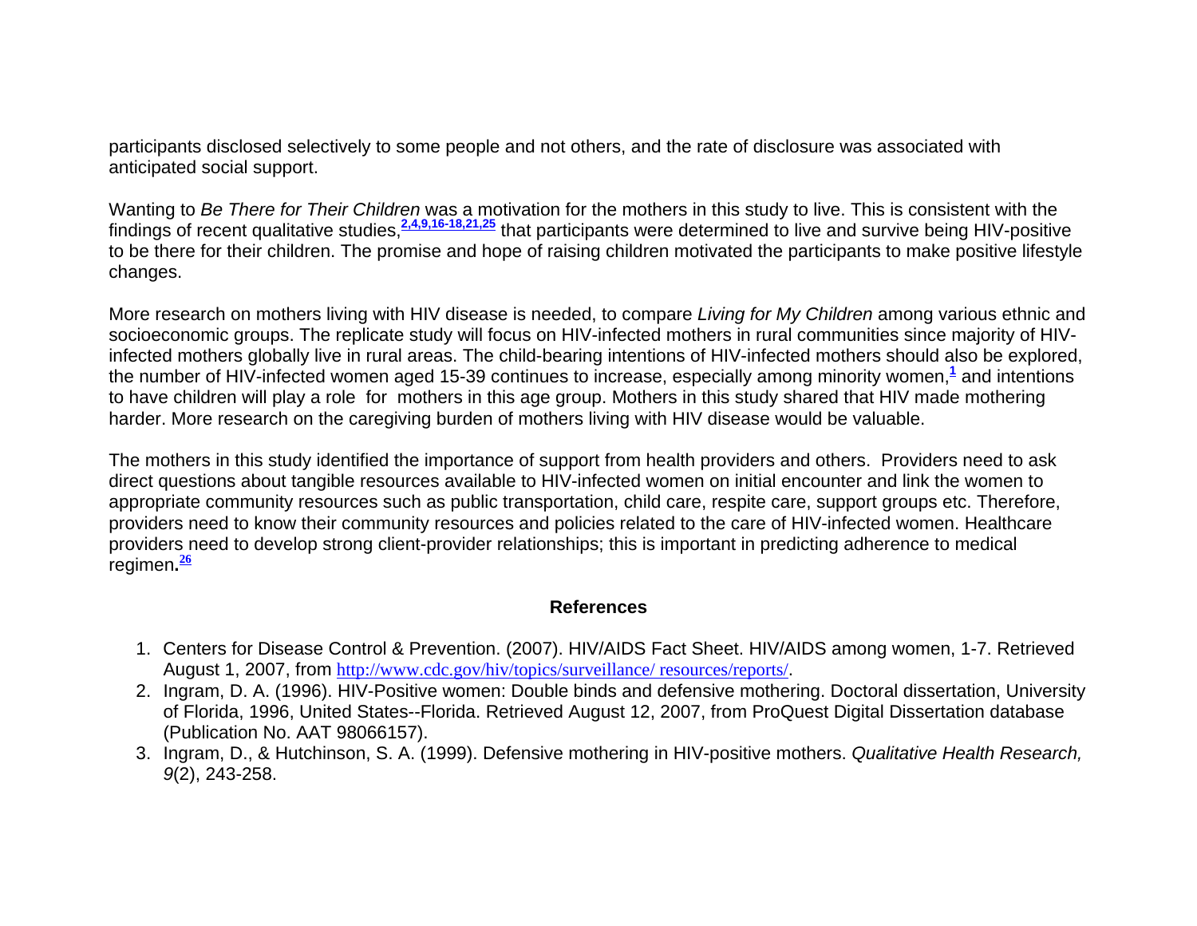participants disclosed selectively to some people and not others, and the rate of disclosure was associated with anticipated social support.

Wanting to *Be There for Their Children* was a motivation for the mothers in this study to live. This is consistent with the findings of recent qualitative studies,[2,4,9,16-18,21,25] that participants were determined to live and survive being HIV-positive to be there for their children. The promise and hope of raising children motivated the participants to make positive lifestyle changes.

More research on mothers living with HIV disease is needed, to compare *Living for My Children* among various ethnic and socioeconomic groups. The replicate study will focus on HIV-infected mothers in rural communities since majority of HIV-infected mothers globally live in rural areas. The child-bearing intentions of HIV-infected mothers should also be explored, the number of HIV-infected women aged 15-39 continues to increase, especially among minority women,[1] and intentions to have children will play a role for mothers in this age group. Mothers in this study shared that HIV made mothering harder. More research on the caregiving burden of mothers living with HIV disease would be valuable.

The mothers in this study identified the importance of support from health providers and others. Providers need to ask direct questions about tangible resources available to HIV-infected women on initial encounter and link the women to appropriate community resources such as public transportation, child care, respite care, support groups etc. Therefore, providers need to know their community resources and policies related to the care of HIV-infected women. Healthcare providers need to develop strong client-provider relationships; this is important in predicting adherence to medical regimen.[26]

## References

1. Centers for Disease Control & Prevention. (2007). HIV/AIDS Fact Sheet. HIV/AIDS among women, 1-7. Retrieved August 1, 2007, from http://www.cdc.gov/hiv/topics/surveillance/ resources/reports/.
2. Ingram, D. A. (1996). HIV-Positive women: Double binds and defensive mothering. Doctoral dissertation, University of Florida, 1996, United States--Florida. Retrieved August 12, 2007, from ProQuest Digital Dissertation database (Publication No. AAT 98066157).
3. Ingram, D., & Hutchinson, S. A. (1999). Defensive mothering in HIV-positive mothers. *Qualitative Health Research, 9*(2), 243-258.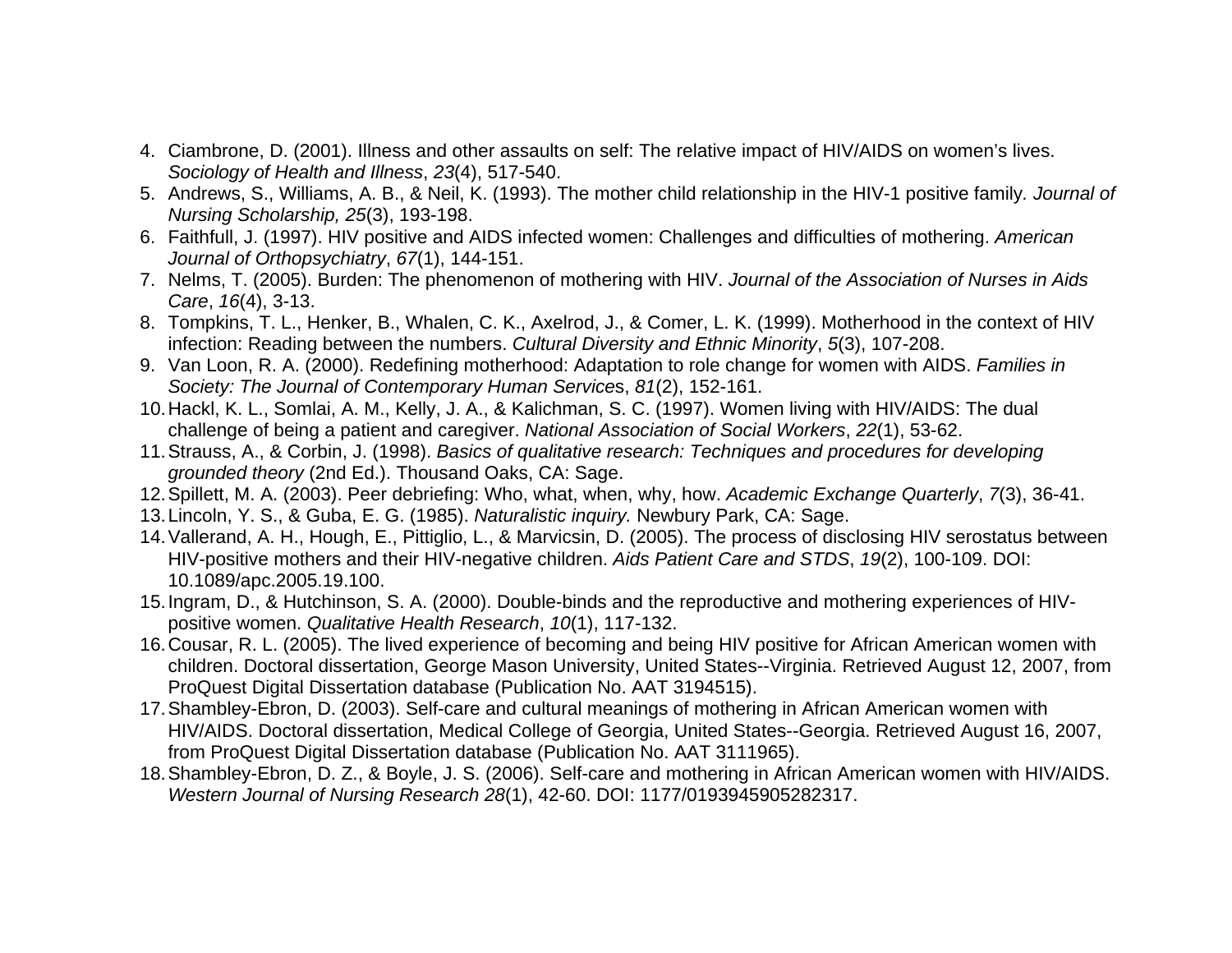4. Ciambrone, D. (2001). Illness and other assaults on self: The relative impact of HIV/AIDS on women's lives. *Sociology of Health and Illness*, *23*(4), 517-540.
5. Andrews, S., Williams, A. B., & Neil, K. (1993). The mother child relationship in the HIV-1 positive family. *Journal of Nursing Scholarship, 25*(3), 193-198.
6. Faithfull, J. (1997). HIV positive and AIDS infected women: Challenges and difficulties of mothering. *American Journal of Orthopsychiatry*, *67*(1), 144-151.
7. Nelms, T. (2005). Burden: The phenomenon of mothering with HIV. *Journal of the Association of Nurses in Aids Care*, *16*(4), 3-13.
8. Tompkins, T. L., Henker, B., Whalen, C. K., Axelrod, J., & Comer, L. K. (1999). Motherhood in the context of HIV infection: Reading between the numbers. *Cultural Diversity and Ethnic Minority*, *5*(3), 107-208.
9. Van Loon, R. A. (2000). Redefining motherhood: Adaptation to role change for women with AIDS. *Families in Society: The Journal of Contemporary Human Services*, *81*(2), 152-161.
10. Hackl, K. L., Somlai, A. M., Kelly, J. A., & Kalichman, S. C. (1997). Women living with HIV/AIDS: The dual challenge of being a patient and caregiver. *National Association of Social Workers*, *22*(1), 53-62.
11. Strauss, A., & Corbin, J. (1998). *Basics of qualitative research: Techniques and procedures for developing grounded theory* (2nd Ed.). Thousand Oaks, CA: Sage.
12. Spillett, M. A. (2003). Peer debriefing: Who, what, when, why, how. *Academic Exchange Quarterly*, *7*(3), 36-41.
13. Lincoln, Y. S., & Guba, E. G. (1985). *Naturalistic inquiry.* Newbury Park, CA: Sage.
14. Vallerand, A. H., Hough, E., Pittiglio, L., & Marvicsin, D. (2005). The process of disclosing HIV serostatus between HIV-positive mothers and their HIV-negative children. *Aids Patient Care and STDS*, *19*(2), 100-109. DOI: 10.1089/apc.2005.19.100.
15. Ingram, D., & Hutchinson, S. A. (2000). Double-binds and the reproductive and mothering experiences of HIV-positive women. *Qualitative Health Research*, *10*(1), 117-132.
16. Cousar, R. L. (2005). The lived experience of becoming and being HIV positive for African American women with children. Doctoral dissertation, George Mason University, United States--Virginia. Retrieved August 12, 2007, from ProQuest Digital Dissertation database (Publication No. AAT 3194515).
17. Shambley-Ebron, D. (2003). Self-care and cultural meanings of mothering in African American women with HIV/AIDS. Doctoral dissertation, Medical College of Georgia, United States--Georgia. Retrieved August 16, 2007, from ProQuest Digital Dissertation database (Publication No. AAT 3111965).
18. Shambley-Ebron, D. Z., & Boyle, J. S. (2006). Self-care and mothering in African American women with HIV/AIDS. *Western Journal of Nursing Research 28*(1), 42-60. DOI: 1177/0193945905282317.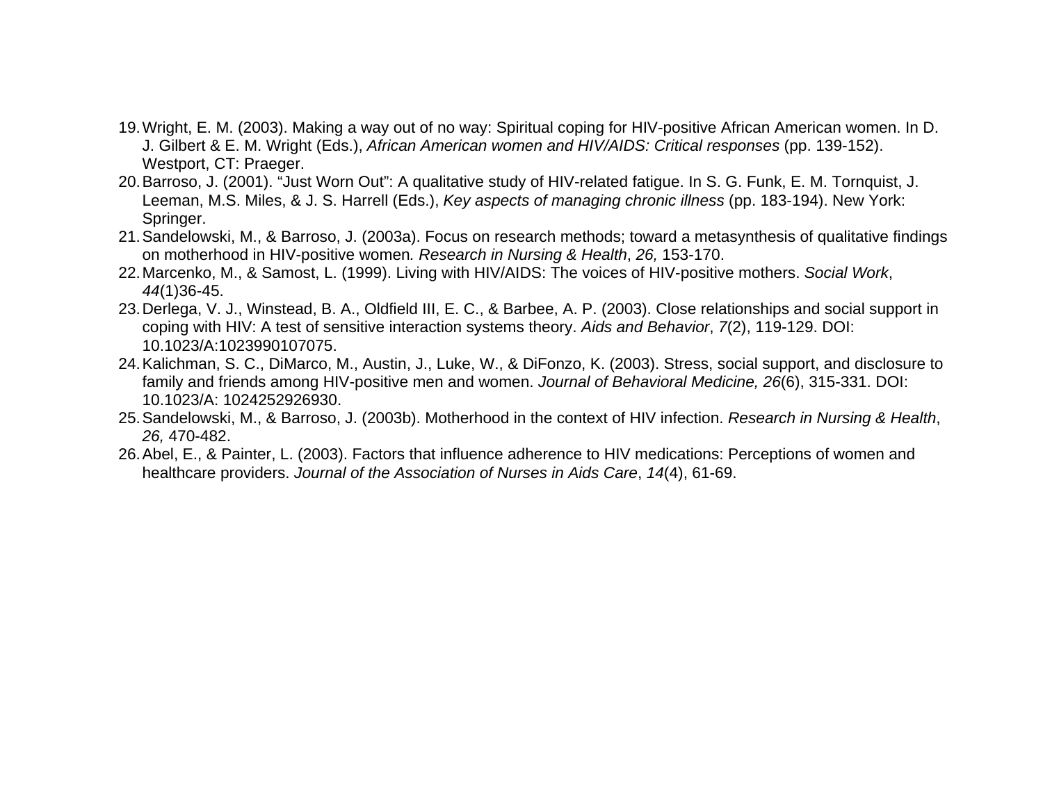19. Wright, E. M. (2003). Making a way out of no way: Spiritual coping for HIV-positive African American women. In D. J. Gilbert & E. M. Wright (Eds.), *African American women and HIV/AIDS: Critical responses* (pp. 139-152). Westport, CT: Praeger.
20. Barroso, J. (2001). “Just Worn Out”: A qualitative study of HIV-related fatigue. In S. G. Funk, E. M. Tornquist, J. Leeman, M.S. Miles, & J. S. Harrell (Eds.), *Key aspects of managing chronic illness* (pp. 183-194). New York: Springer.
21. Sandelowski, M., & Barroso, J. (2003a). Focus on research methods; toward a metasynthesis of qualitative findings on motherhood in HIV-positive women*. Research in Nursing & Health*, *26,* 153-170.
22. Marcenko, M., & Samost, L. (1999). Living with HIV/AIDS: The voices of HIV-positive mothers. *Social Work*, *44*(1)36-45.
23. Derlega, V. J., Winstead, B. A., Oldfield III, E. C., & Barbee, A. P. (2003). Close relationships and social support in coping with HIV: A test of sensitive interaction systems theory. *Aids and Behavior*, *7*(2), 119-129. DOI: 10.1023/A:1023990107075.
24. Kalichman, S. C., DiMarco, M., Austin, J., Luke, W., & DiFonzo, K. (2003). Stress, social support, and disclosure to family and friends among HIV-positive men and women. *Journal of Behavioral Medicine, 26*(6), 315-331. DOI: 10.1023/A: 1024252926930.
25. Sandelowski, M., & Barroso, J. (2003b). Motherhood in the context of HIV infection. *Research in Nursing & Health*, *26,* 470-482.
26. Abel, E., & Painter, L. (2003). Factors that influence adherence to HIV medications: Perceptions of women and healthcare providers. *Journal of the Association of Nurses in Aids Care*, *14*(4), 61-69.